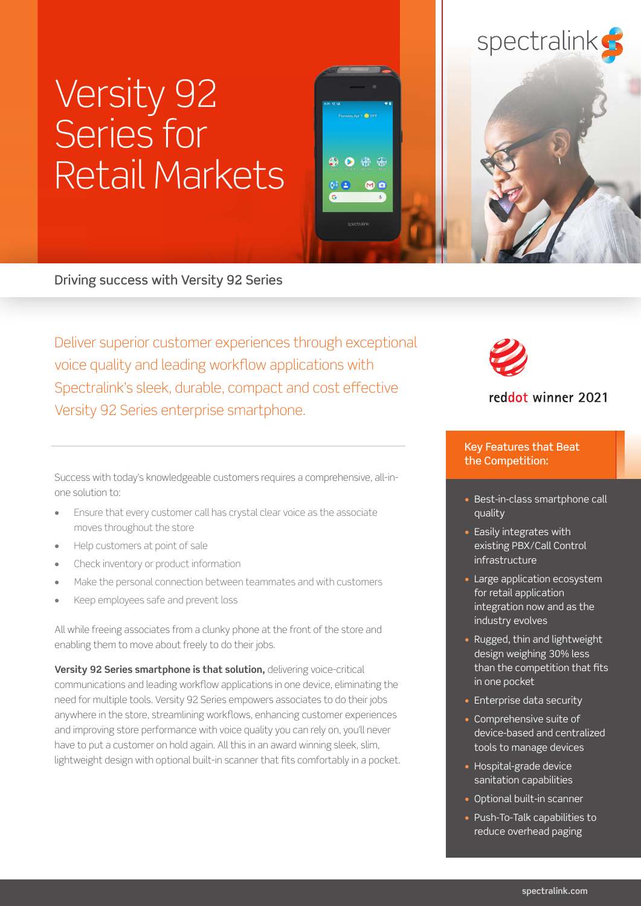# Versity 92 Series for Retail Markets

spectralink

Driving success with Versity 92 Series

Deliver superior customer experiences through exceptional voice quality and leading workflow applications with Spectralink's sleek, durable, compact and cost effective Versity 92 Series enterprise smartphone.

reddot winner 2021

Success with today's knowledgeable customers requires a comprehensive, all-in-one solution to:

- Ensure that every customer call has crystal clear voice as the associate moves throughout the store
- Help customers at point of sale
- Check inventory or product information
- Make the personal connection between teammates and with customers
- Keep employees safe and prevent loss

All while freeing associates from a clunky phone at the front of the store and enabling them to move about freely to do their jobs.

**Versity 92 Series smartphone is that solution,** delivering voice-critical communications and leading workflow applications in one device, eliminating the need for multiple tools. Versity 92 Series empowers associates to do their jobs anywhere in the store, streamlining workflows, enhancing customer experiences and improving store performance with voice quality you can rely on, you'll never have to put a customer on hold again. All this in an award winning sleek, slim, lightweight design with optional built-in scanner that fits comfortably in a pocket.

## Key Features that Beat the Competition:

- Best-in-class smartphone call quality
- Easily integrates with existing PBX/Call Control infrastructure
- Large application ecosystem for retail application integration now and as the industry evolves
- Rugged, thin and lightweight design weighing 30% less than the competition that fits in one pocket
- Enterprise data security
- Comprehensive suite of device-based and centralized tools to manage devices
- Hospital-grade device sanitation capabilities
- Optional built-in scanner
- Push-To-Talk capabilities to reduce overhead paging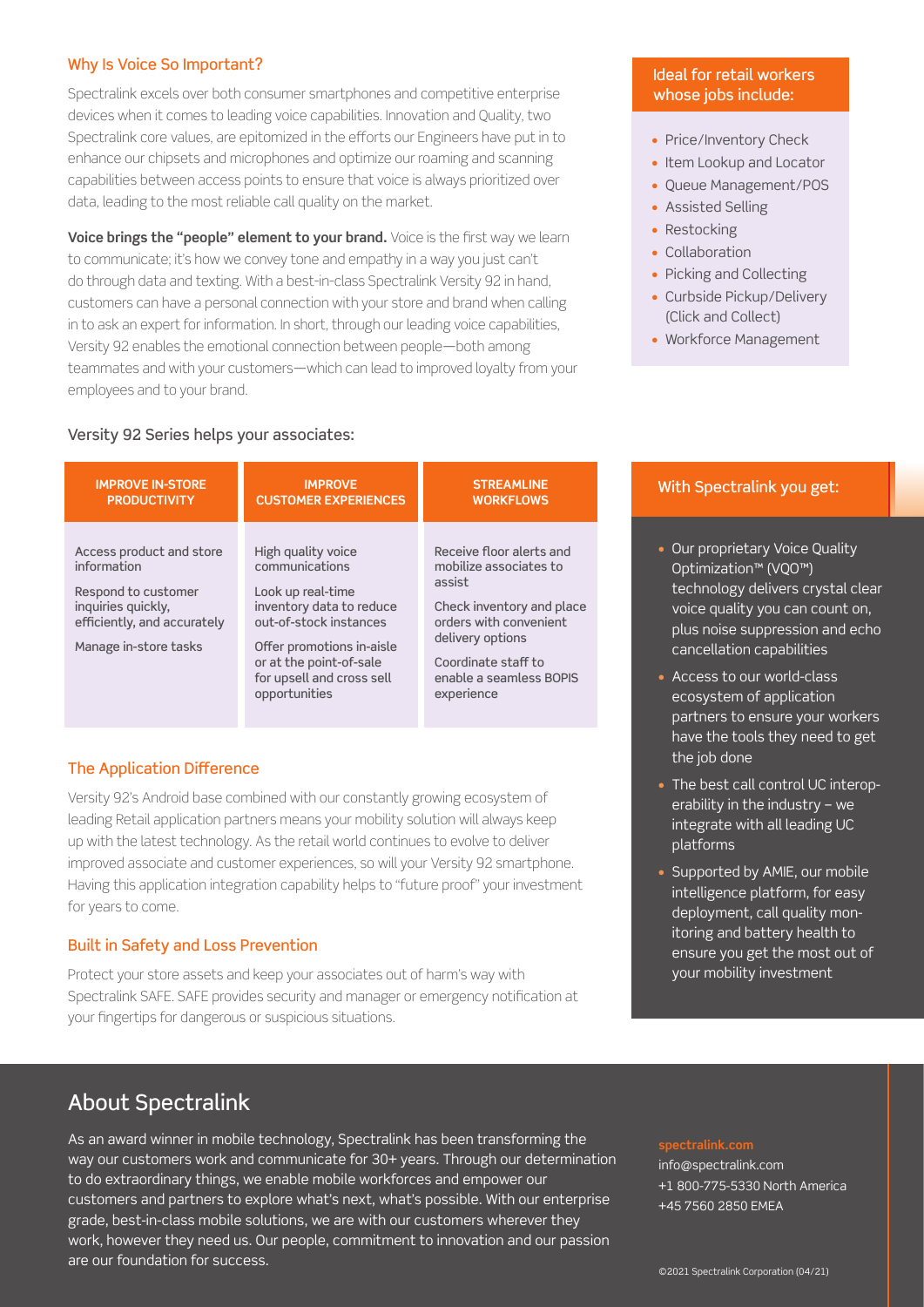## Why Is Voice So Important?

Spectralink excels over both consumer smartphones and competitive enterprise devices when it comes to leading voice capabilities. Innovation and Quality, two Spectralink core values, are epitomized in the efforts our Engineers have put in to enhance our chipsets and microphones and optimize our roaming and scanning capabilities between access points to ensure that voice is always prioritized over data, leading to the most reliable call quality on the market.

**Voice brings the "people" element to your brand.** Voice is the first way we learn to communicate; it's how we convey tone and empathy in a way you just can't do through data and texting. With a best-in-class Spectralink Versity 92 in hand, customers can have a personal connection with your store and brand when calling in to ask an expert for information. In short, through our leading voice capabilities, Versity 92 enables the emotional connection between people—both among teammates and with your customers—which can lead to improved loyalty from your employees and to your brand.

### Ideal for retail workers whose jobs include:

- Price/Inventory Check
- Item Lookup and Locator
- Queue Management/POS
- Assisted Selling
- Restocking
- Collaboration
- Picking and Collecting
- Curbside Pickup/Delivery (Click and Collect)
- Workforce Management

### Versity 92 Series helps your associates:

| IMPROVE IN-STORE PRODUCTIVITY | IMPROVE CUSTOMER EXPERIENCES | STREAMLINE WORKFLOWS |
| --- | --- | --- |
| Access product and store information | High quality voice communications | Receive floor alerts and mobilize associates to assist |
| Respond to customer inquiries quickly, efficiently, and accurately | Look up real-time inventory data to reduce out-of-stock instances | Check inventory and place orders with convenient delivery options |
| Manage in-store tasks | Offer promotions in-aisle or at the point-of-sale for upsell and cross sell opportunities | Coordinate staff to enable a seamless BOPIS experience |

## The Application Difference

Versity 92's Android base combined with our constantly growing ecosystem of leading Retail application partners means your mobility solution will always keep up with the latest technology. As the retail world continues to evolve to deliver improved associate and customer experiences, so will your Versity 92 smartphone. Having this application integration capability helps to "future proof" your investment for years to come.

## Built in Safety and Loss Prevention

Protect your store assets and keep your associates out of harm's way with Spectralink SAFE. SAFE provides security and manager or emergency notification at your fingertips for dangerous or suspicious situations.

### With Spectralink you get:

- Our proprietary Voice Quality Optimization™ (VQO™) technology delivers crystal clear voice quality you can count on, plus noise suppression and echo cancellation capabilities
- Access to our world-class ecosystem of application partners to ensure your workers have the tools they need to get the job done
- The best call control UC interoperability in the industry – we integrate with all leading UC platforms
- Supported by AMIE, our mobile intelligence platform, for easy deployment, call quality monitoring and battery health to ensure you get the most out of your mobility investment

## About Spectralink

As an award winner in mobile technology, Spectralink has been transforming the way our customers work and communicate for 30+ years. Through our determination to do extraordinary things, we enable mobile workforces and empower our customers and partners to explore what's next, what's possible. With our enterprise grade, best-in-class mobile solutions, we are with our customers wherever they work, however they need us. Our people, commitment to innovation and our passion are our foundation for success.

**spectralink.com**
info@spectralink.com
+1 800-775-5330 North America
+45 7560 2850 EMEA

©2021 Spectralink Corporation (04/21)